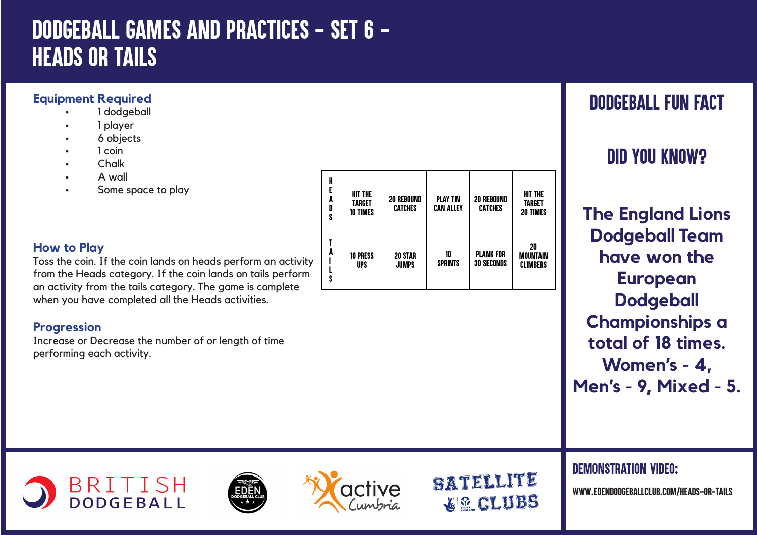# DODGEBALL GAMES AND PRACTICES - SET 6 - HEADS OR TAILS

## Equipment Required

- 1 dodgeball
- 1 player
- 6 objects
- 1 coin
- Chalk
- A wall
- Some space to play

## How to Play

Toss the coin. If the coin lands on heads perform an activity from the Heads category. If the coin lands on tails perform an activity from the tails category. The game is complete when you have completed all the Heads activities.

| | | | | | |
|---|---|---|---|---|---|
| HEADS | HIT THE TARGET 10 TIMES | 20 REBOUND CATCHES | PLAY TIN CAN ALLEY | 20 REBOUND CATCHES | HIT THE TARGET 20 TIMES |
| TAILS | 10 PRESS UPS | 20 STAR JUMPS | 10 SPRINTS | PLANK FOR 30 SECONDS | 20 MOUNTAIN CLIMBERS |

## Progression

Increase or Decrease the number of or length of time performing each activity.

## DODGEBALL FUN FACT

### DID YOU KNOW?

**The England Lions Dodgeball Team have won the European Dodgeball Championships a total of 18 times. Women's - 4, Men's - 9, Mixed - 5.**

## DEMONSTRATION VIDEO:

WWW.EDENDODGEBALLCLUB.COM/HEADS-OR-TAILS

BRITISH DODGEBALL

EDEN DODGEBALL CLUB

active Cumbria

SATELLITE CLUBS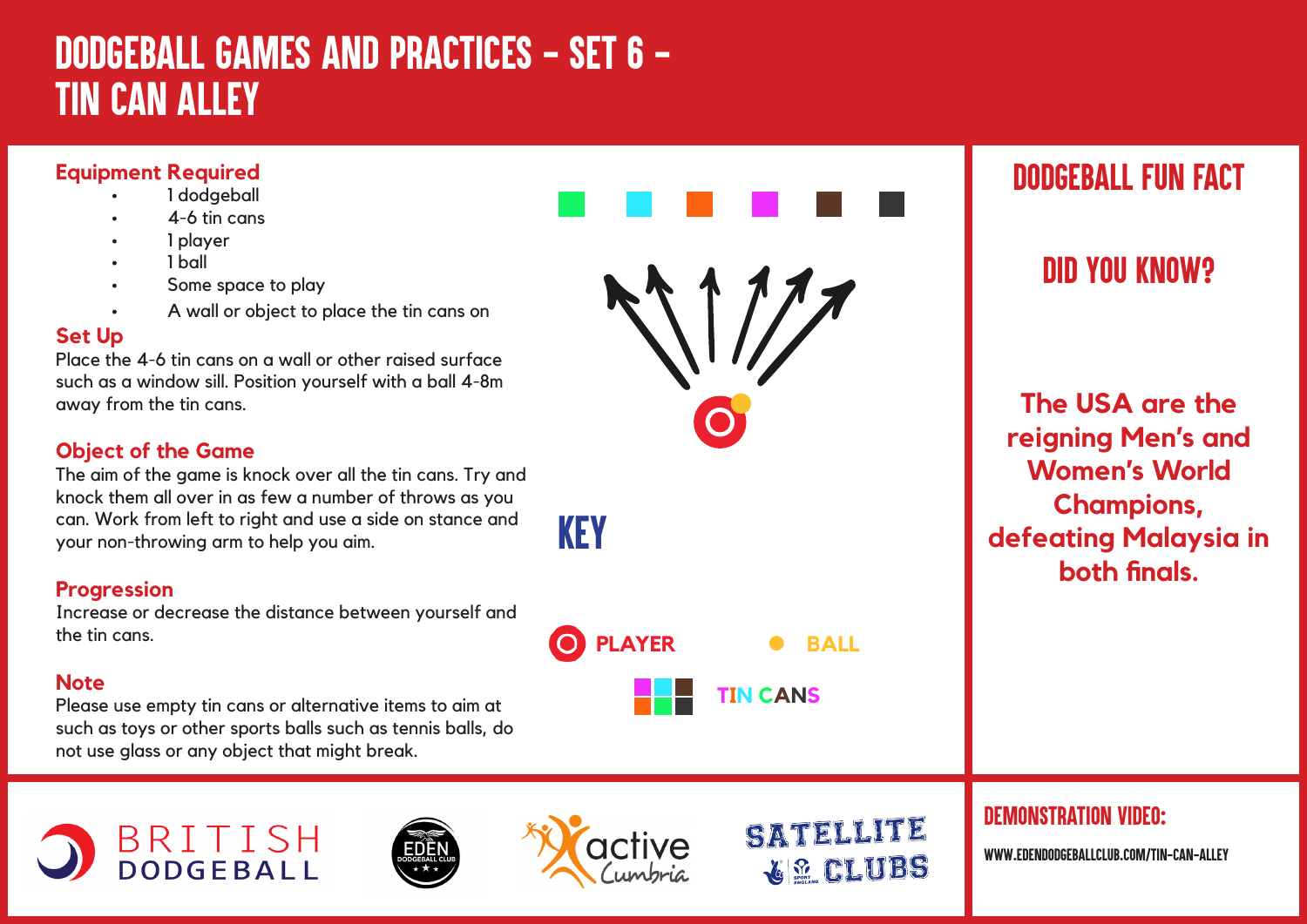# DODGEBALL GAMES AND PRACTICES - SET 6 - TIN CAN ALLEY

## Equipment Required

- 1 dodgeball
- 4-6 tin cans
- 1 player
- 1 ball
- Some space to play
- A wall or object to place the tin cans on

## Set Up

Place the 4-6 tin cans on a wall or other raised surface such as a window sill. Position yourself with a ball 4-8m away from the tin cans.

## Object of the Game

The aim of the game is knock over all the tin cans. Try and knock them all over in as few a number of throws as you can. Work from left to right and use a side on stance and your non-throwing arm to help you aim.

## Progression

Increase or decrease the distance between yourself and the tin cans.

## Note

Please use empty tin cans or alternative items to aim at such as toys or other sports balls such as tennis balls, do not use glass or any object that might break.

## KEY

PLAYER

BALL

TIN CANS

## DODGEBALL FUN FACT

### DID YOU KNOW?

**The USA are the reigning Men's and Women's World Champions, defeating Malaysia in both finals.**

## DEMONSTRATION VIDEO:

WWW.EDENDODGEBALLCLUB.COM/TIN-CAN-ALLEY

BRITISH DODGEBALL

EDEN DODGEBALL CLUB

active Cumbria

SATELLITE CLUBS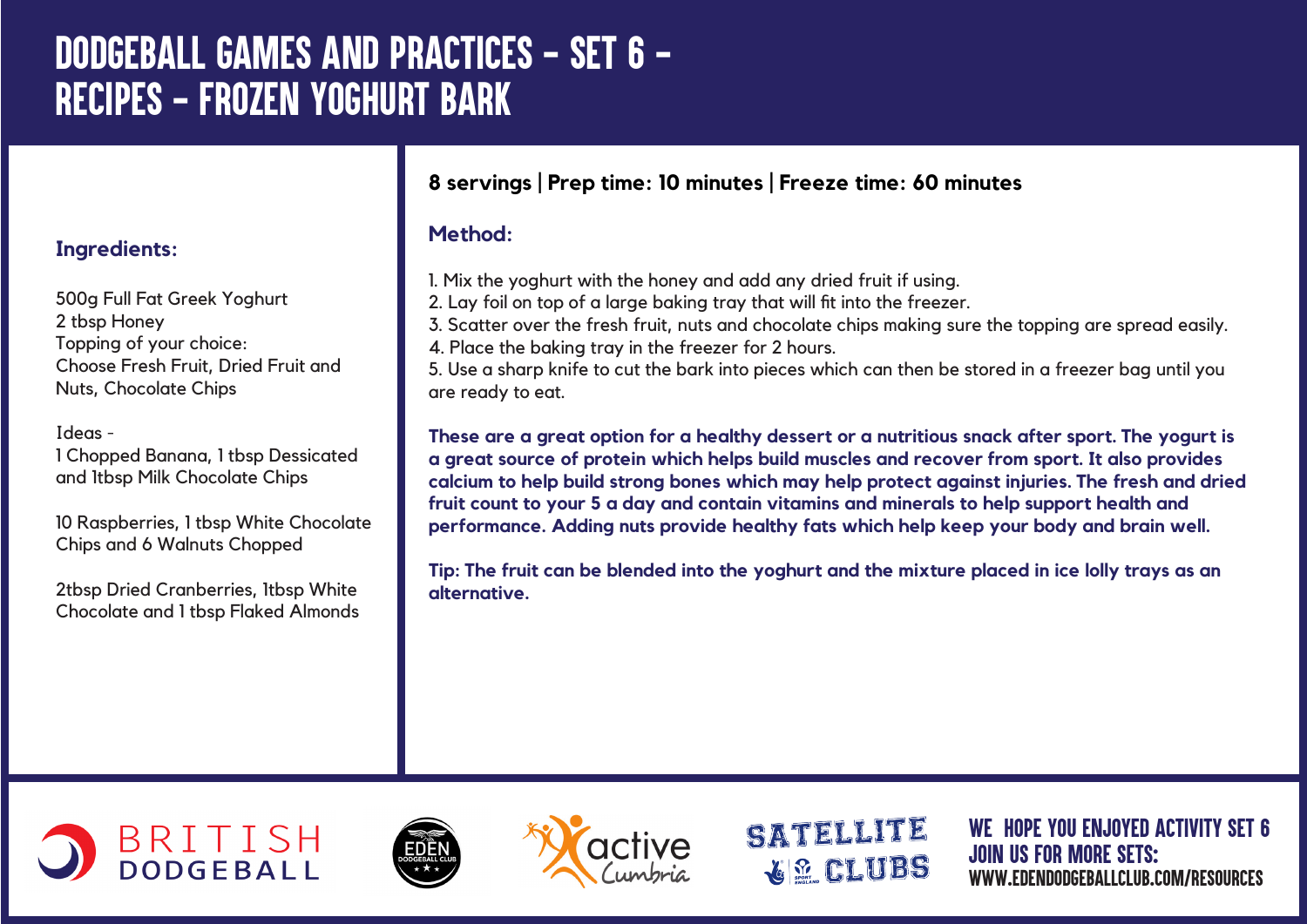# DODGEBALL GAMES AND PRACTICES - SET 6 - RECIPES - FROZEN YOGHURT BARK

**Ingredients:**

500g Full Fat Greek Yoghurt
2 tbsp Honey
Topping of your choice:
Choose Fresh Fruit, Dried Fruit and Nuts, Chocolate Chips

Ideas -
1 Chopped Banana, 1 tbsp Dessicated and 1tbsp Milk Chocolate Chips

10 Raspberries, 1 tbsp White Chocolate Chips and 6 Walnuts Chopped

2tbsp Dried Cranberries, 1tbsp White Chocolate and 1 tbsp Flaked Almonds

**8 servings | Prep time: 10 minutes | Freeze time: 60 minutes**

**Method:**

1. Mix the yoghurt with the honey and add any dried fruit if using.
2. Lay foil on top of a large baking tray that will fit into the freezer.
3. Scatter over the fresh fruit, nuts and chocolate chips making sure the topping are spread easily.
4. Place the baking tray in the freezer for 2 hours.
5. Use a sharp knife to cut the bark into pieces which can then be stored in a freezer bag until you are ready to eat.

**These are a great option for a healthy dessert or a nutritious snack after sport. The yogurt is a great source of protein which helps build muscles and recover from sport. It also provides calcium to help build strong bones which may help protect against injuries. The fresh and dried fruit count to your 5 a day and contain vitamins and minerals to help support health and performance. Adding nuts provide healthy fats which help keep your body and brain well.**

**Tip: The fruit can be blended into the yoghurt and the mixture placed in ice lolly trays as an alternative.**

WE HOPE YOU ENJOYED ACTIVITY SET 6
JOIN US FOR MORE SETS:
WWW.EDENDODGEBALLCLUB.COM/RESOURCES